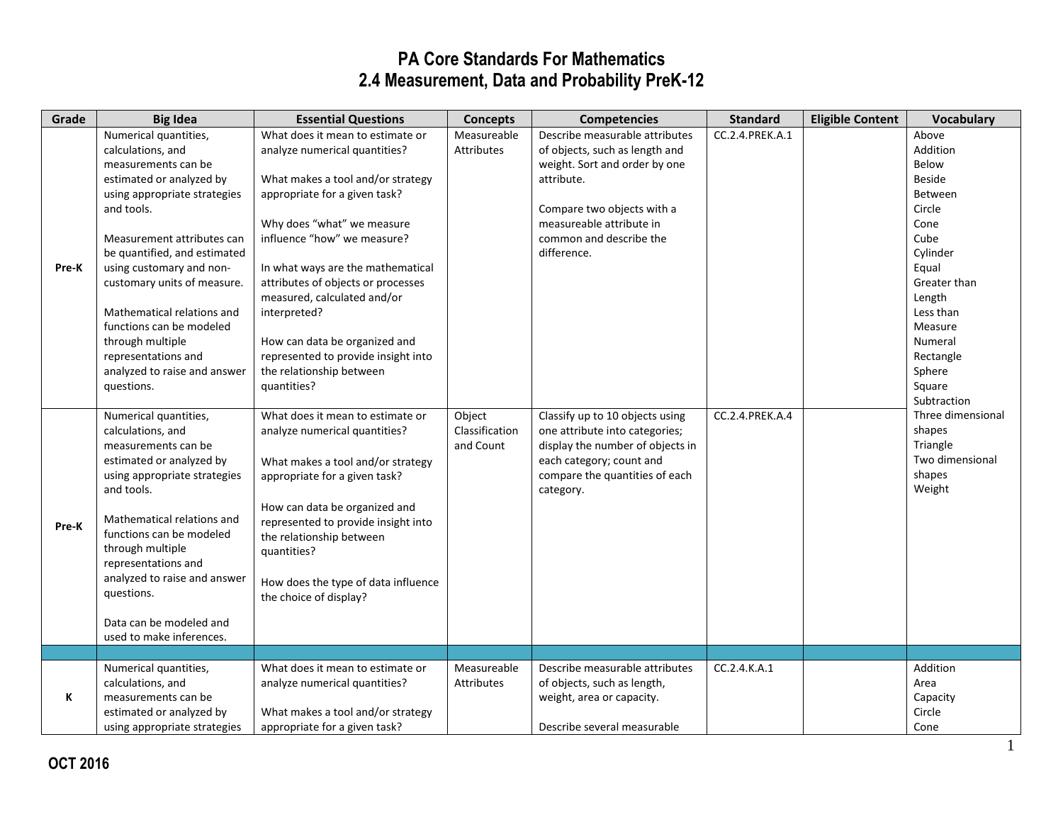# PA Core Standards For Mathematics
## 2.4 Measurement, Data and Probability PreK-12

| Grade | Big Idea | Essential Questions | Concepts | Competencies | Standard | Eligible Content | Vocabulary |
|---|---|---|---|---|---|---|---|
| Pre-K | Numerical quantities, calculations, and measurements can be estimated or analyzed by using appropriate strategies and tools.<br><br>Measurement attributes can be quantified, and estimated using customary and non-customary units of measure.<br><br>Mathematical relations and functions can be modeled through multiple representations and analyzed to raise and answer questions. | What does it mean to estimate or analyze numerical quantities?<br><br>What makes a tool and/or strategy appropriate for a given task?<br><br>Why does "what" we measure influence "how" we measure?<br><br>In what ways are the mathematical attributes of objects or processes measured, calculated and/or interpreted?<br><br>How can data be organized and represented to provide insight into the relationship between quantities? | Measureable Attributes | Describe measurable attributes of objects, such as length and weight. Sort and order by one attribute.<br><br>Compare two objects with a measureable attribute in common and describe the difference. | CC.2.4.PREK.A.1 | | Above<br>Addition<br>Below<br>Beside<br>Between<br>Circle<br>Cone<br>Cube<br>Cylinder<br>Equal<br>Greater than<br>Length<br>Less than<br>Measure<br>Numeral<br>Rectangle<br>Sphere<br>Square<br>Subtraction<br>Three dimensional shapes<br>Triangle<br>Two dimensional shapes<br>Weight |
| Pre-K | Numerical quantities, calculations, and measurements can be estimated or analyzed by using appropriate strategies and tools.<br><br>Mathematical relations and functions can be modeled through multiple representations and analyzed to raise and answer questions.<br><br>Data can be modeled and used to make inferences. | What does it mean to estimate or analyze numerical quantities?<br><br>What makes a tool and/or strategy appropriate for a given task?<br><br>How can data be organized and represented to provide insight into the relationship between quantities?<br><br>How does the type of data influence the choice of display? | Object Classification and Count | Classify up to 10 objects using one attribute into categories; display the number of objects in each category; count and compare the quantities of each category. | CC.2.4.PREK.A.4 | | |
| | | | | | | | |
| K | Numerical quantities, calculations, and measurements can be estimated or analyzed by using appropriate strategies | What does it mean to estimate or analyze numerical quantities?<br><br>What makes a tool and/or strategy appropriate for a given task? | Measureable Attributes | Describe measurable attributes of objects, such as length, weight, area or capacity.<br><br>Describe several measurable | CC.2.4.K.A.1 | | Addition<br>Area<br>Capacity<br>Circle<br>Cone |

OCT 2016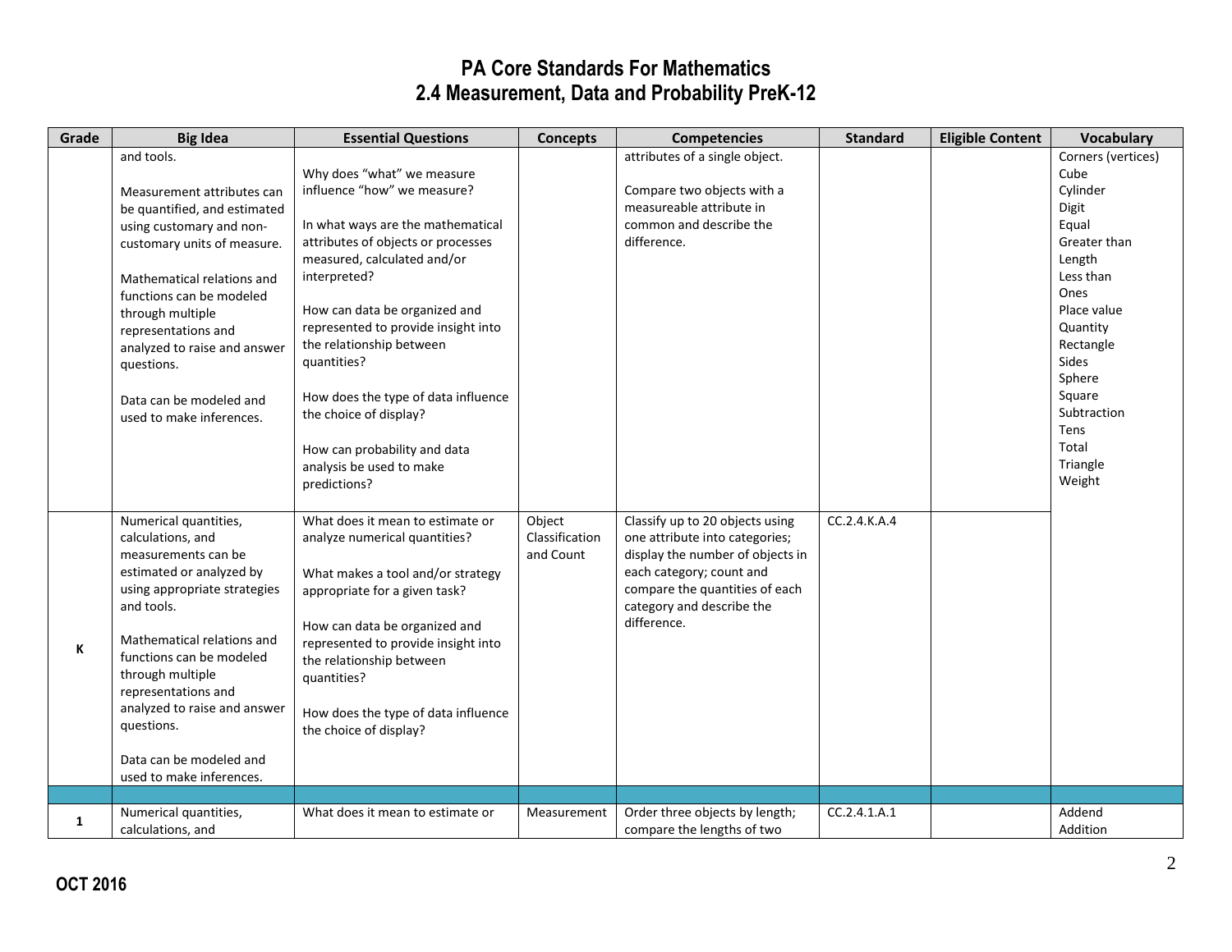# PA Core Standards For Mathematics
## 2.4 Measurement, Data and Probability PreK-12

| Grade | Big Idea | Essential Questions | Concepts | Competencies | Standard | Eligible Content | Vocabulary |
|---|---|---|---|---|---|---|---|
| | and tools.<br><br>Measurement attributes can be quantified, and estimated using customary and non-customary units of measure.<br><br>Mathematical relations and functions can be modeled through multiple representations and analyzed to raise and answer questions.<br><br>Data can be modeled and used to make inferences. | Why does "what" we measure influence "how" we measure?<br><br>In what ways are the mathematical attributes of objects or processes measured, calculated and/or interpreted?<br><br>How can data be organized and represented to provide insight into the relationship between quantities?<br><br>How does the type of data influence the choice of display?<br><br>How can probability and data analysis be used to make predictions? | | attributes of a single object.<br><br>Compare two objects with a measureable attribute in common and describe the difference. | | | Corners (vertices)<br>Cube<br>Cylinder<br>Digit<br>Equal<br>Greater than<br>Length<br>Less than<br>Ones<br>Place value<br>Quantity<br>Rectangle<br>Sides<br>Sphere<br>Square<br>Subtraction<br>Tens<br>Total<br>Triangle<br>Weight |
| K | Numerical quantities, calculations, and measurements can be estimated or analyzed by using appropriate strategies and tools.<br><br>Mathematical relations and functions can be modeled through multiple representations and analyzed to raise and answer questions.<br><br>Data can be modeled and used to make inferences. | What does it mean to estimate or analyze numerical quantities?<br><br>What makes a tool and/or strategy appropriate for a given task?<br><br>How can data be organized and represented to provide insight into the relationship between quantities?<br><br>How does the type of data influence the choice of display? | Object Classification and Count | Classify up to 20 objects using one attribute into categories; display the number of objects in each category; count and compare the quantities of each category and describe the difference. | CC.2.4.K.A.4 | | |
| | | | | | | | |
| 1 | Numerical quantities, calculations, and | What does it mean to estimate or | Measurement | Order three objects by length; compare the lengths of two | CC.2.4.1.A.1 | | Addend<br>Addition |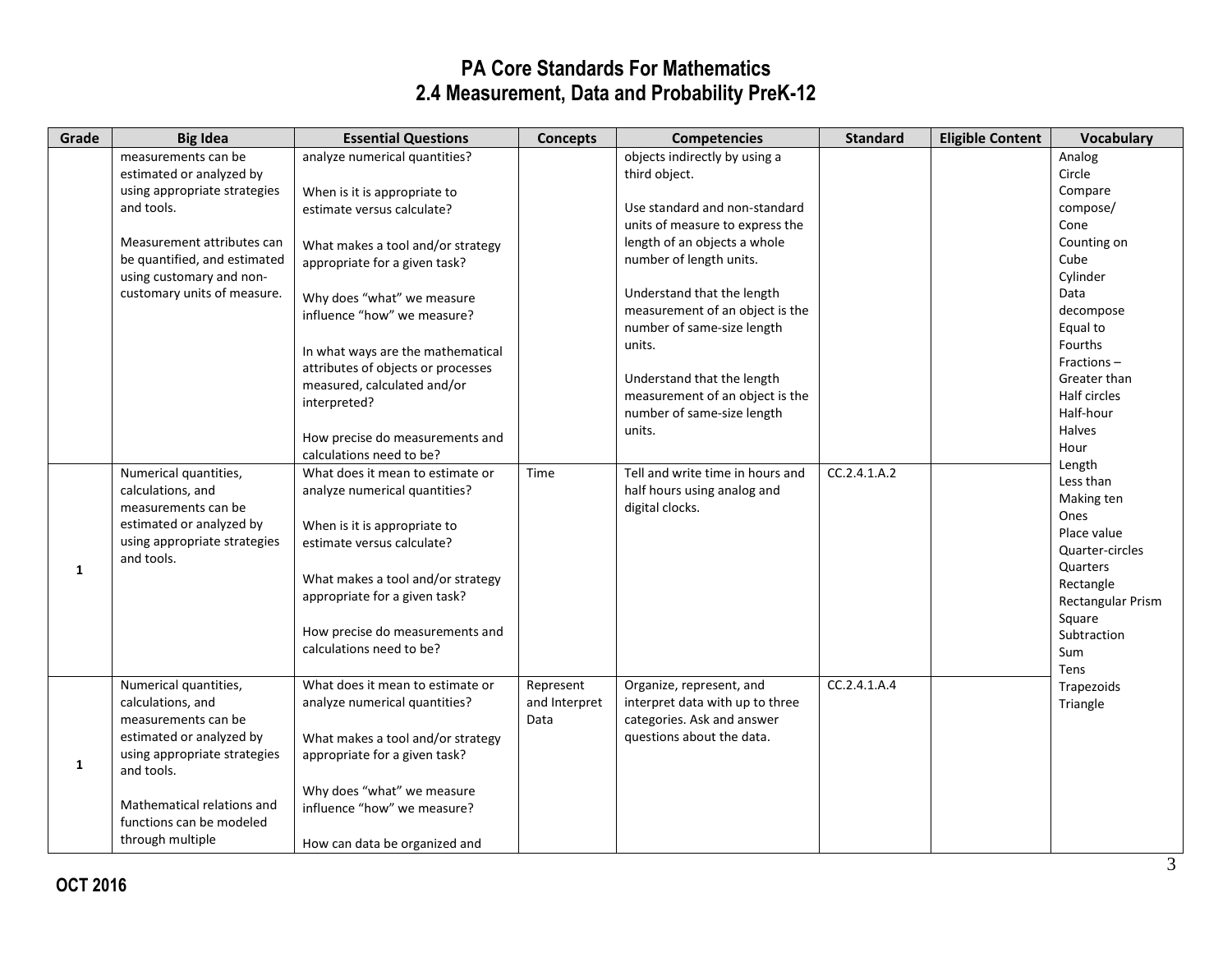# PA Core Standards For Mathematics
## 2.4 Measurement, Data and Probability PreK-12

| Grade | Big Idea | Essential Questions | Concepts | Competencies | Standard | Eligible Content | Vocabulary |
|---|---|---|---|---|---|---|---|
| | measurements can be estimated or analyzed by using appropriate strategies and tools.<br><br>Measurement attributes can be quantified, and estimated using customary and non-customary units of measure. | analyze numerical quantities?<br><br>When is it is appropriate to estimate versus calculate?<br><br>What makes a tool and/or strategy appropriate for a given task?<br><br>Why does "what" we measure influence "how" we measure?<br><br>In what ways are the mathematical attributes of objects or processes measured, calculated and/or interpreted?<br><br>How precise do measurements and calculations need to be? | | objects indirectly by using a third object.<br><br>Use standard and non-standard units of measure to express the length of an objects a whole number of length units.<br><br>Understand that the length measurement of an object is the number of same-size length units.<br><br>Understand that the length measurement of an object is the number of same-size length units. | | | Analog<br>Circle<br>Compare<br>compose/<br>Cone<br>Counting on<br>Cube<br>Cylinder<br>Data<br>decompose<br>Equal to<br>Fourths<br>Fractions –<br>Greater than<br>Half circles<br>Half-hour<br>Halves<br>Hour<br>Length<br>Less than<br>Making ten<br>Ones<br>Place value<br>Quarter-circles<br>Quarters<br>Rectangle<br>Rectangular Prism<br>Square<br>Subtraction<br>Sum<br>Tens<br>Trapezoids<br>Triangle |
| 1 | Numerical quantities, calculations, and measurements can be estimated or analyzed by using appropriate strategies and tools. | What does it mean to estimate or analyze numerical quantities?<br><br>When is it is appropriate to estimate versus calculate?<br><br>What makes a tool and/or strategy appropriate for a given task?<br><br>How precise do measurements and calculations need to be? | Time | Tell and write time in hours and half hours using analog and digital clocks. | CC.2.4.1.A.2 | | |
| 1 | Numerical quantities, calculations, and measurements can be estimated or analyzed by using appropriate strategies and tools.<br><br>Mathematical relations and functions can be modeled through multiple | What does it mean to estimate or analyze numerical quantities?<br><br>What makes a tool and/or strategy appropriate for a given task?<br><br>Why does "what" we measure influence "how" we measure?<br><br>How can data be organized and | Represent and Interpret Data | Organize, represent, and interpret data with up to three categories. Ask and answer questions about the data. | CC.2.4.1.A.4 | | |

**OCT 2016**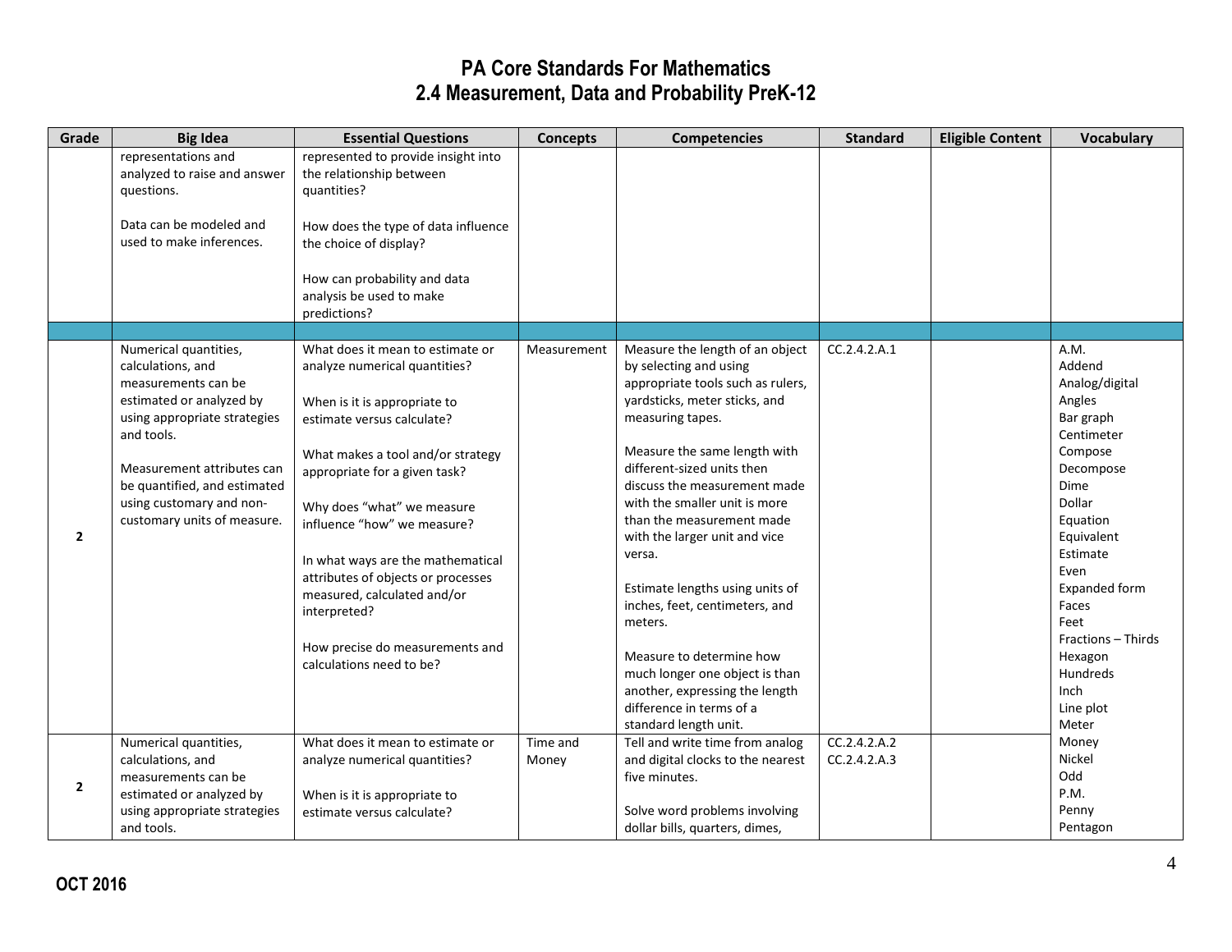# PA Core Standards For Mathematics
# 2.4 Measurement, Data and Probability PreK-12

| Grade | Big Idea | Essential Questions | Concepts | Competencies | Standard | Eligible Content | Vocabulary |
|---|---|---|---|---|---|---|---|
| | representations and analyzed to raise and answer questions.<br><br>Data can be modeled and used to make inferences. | represented to provide insight into the relationship between quantities?<br><br>How does the type of data influence the choice of display?<br><br>How can probability and data analysis be used to make predictions? | | | | | |
| | | | | | | | |
| 2 | Numerical quantities, calculations, and measurements can be estimated or analyzed by using appropriate strategies and tools.<br><br>Measurement attributes can be quantified, and estimated using customary and non-customary units of measure. | What does it mean to estimate or analyze numerical quantities?<br><br>When is it is appropriate to estimate versus calculate?<br><br>What makes a tool and/or strategy appropriate for a given task?<br><br>Why does "what" we measure influence "how" we measure?<br><br>In what ways are the mathematical attributes of objects or processes measured, calculated and/or interpreted?<br><br>How precise do measurements and calculations need to be? | Measurement | Measure the length of an object by selecting and using appropriate tools such as rulers, yardsticks, meter sticks, and measuring tapes.<br><br>Measure the same length with different-sized units then discuss the measurement made with the smaller unit is more than the measurement made with the larger unit and vice versa.<br><br>Estimate lengths using units of inches, feet, centimeters, and meters.<br><br>Measure to determine how much longer one object is than another, expressing the length difference in terms of a standard length unit. | CC.2.4.2.A.1 | | A.M.<br>Addend<br>Analog/digital<br>Angles<br>Bar graph<br>Centimeter<br>Compose<br>Decompose<br>Dime<br>Dollar<br>Equation<br>Equivalent<br>Estimate<br>Even<br>Expanded form<br>Faces<br>Feet<br>Fractions – Thirds<br>Hexagon<br>Hundreds<br>Inch<br>Line plot<br>Meter<br>Money<br>Nickel<br>Odd<br>P.M.<br>Penny<br>Pentagon |
| 2 | Numerical quantities, calculations, and measurements can be estimated or analyzed by using appropriate strategies and tools. | What does it mean to estimate or analyze numerical quantities?<br><br>When is it is appropriate to estimate versus calculate? | Time and Money | Tell and write time from analog and digital clocks to the nearest five minutes.<br><br>Solve word problems involving dollar bills, quarters, dimes, | CC.2.4.2.A.2<br>CC.2.4.2.A.3 | | |

OCT 2016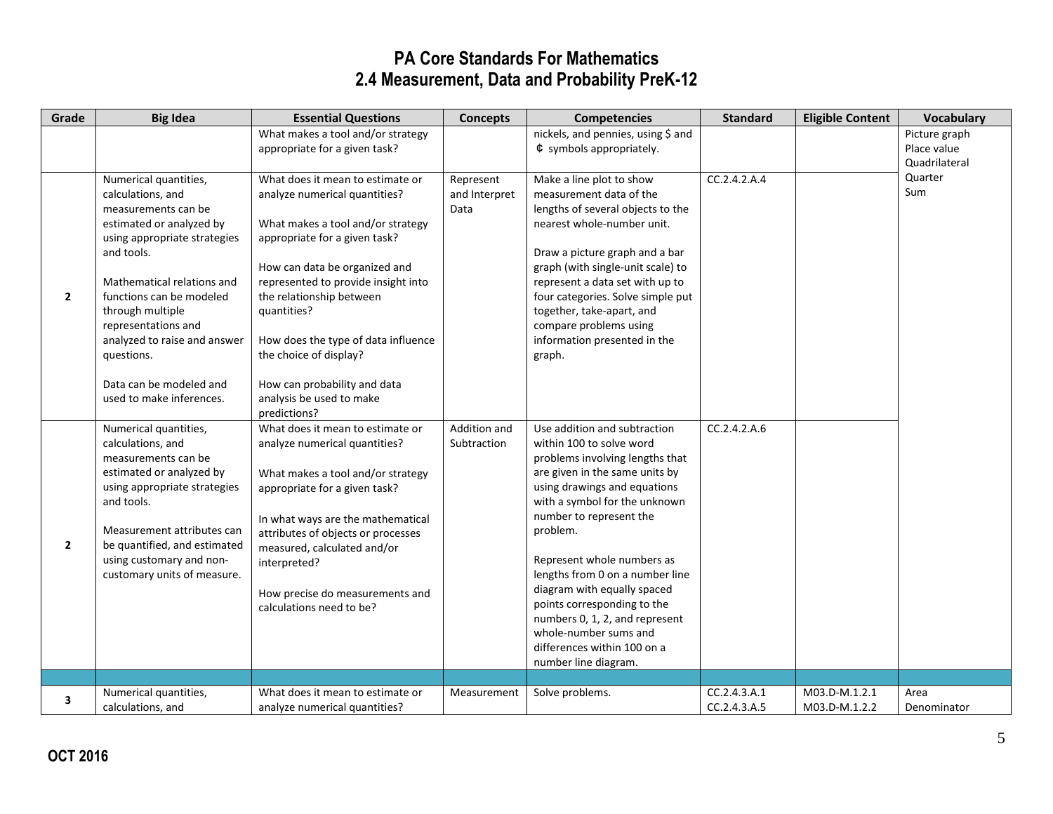# PA Core Standards For Mathematics
## 2.4 Measurement, Data and Probability PreK-12

| Grade | Big Idea | Essential Questions | Concepts | Competencies | Standard | Eligible Content | Vocabulary |
|---|---|---|---|---|---|---|---|
| | | What makes a tool and/or strategy appropriate for a given task? | | nickels, and pennies, using $ and ¢ symbols appropriately. | | | Picture graph<br>Place value<br>Quadrilateral<br>Quarter<br>Sum |
| 2 | Numerical quantities, calculations, and measurements can be estimated or analyzed by using appropriate strategies and tools.<br><br>Mathematical relations and functions can be modeled through multiple representations and analyzed to raise and answer questions.<br><br>Data can be modeled and used to make inferences. | What does it mean to estimate or analyze numerical quantities?<br><br>What makes a tool and/or strategy appropriate for a given task?<br><br>How can data be organized and represented to provide insight into the relationship between quantities?<br><br>How does the type of data influence the choice of display?<br><br>How can probability and data analysis be used to make predictions? | Represent and Interpret Data | Make a line plot to show measurement data of the lengths of several objects to the nearest whole-number unit.<br><br>Draw a picture graph and a bar graph (with single-unit scale) to represent a data set with up to four categories. Solve simple put together, take-apart, and compare problems using information presented in the graph. | CC.2.4.2.A.4 | | |
| 2 | Numerical quantities, calculations, and measurements can be estimated or analyzed by using appropriate strategies and tools.<br><br>Measurement attributes can be quantified, and estimated using customary and non-customary units of measure. | What does it mean to estimate or analyze numerical quantities?<br><br>What makes a tool and/or strategy appropriate for a given task?<br><br>In what ways are the mathematical attributes of objects or processes measured, calculated and/or interpreted?<br><br>How precise do measurements and calculations need to be? | Addition and Subtraction | Use addition and subtraction within 100 to solve word problems involving lengths that are given in the same units by using drawings and equations with a symbol for the unknown number to represent the problem.<br><br>Represent whole numbers as lengths from 0 on a number line diagram with equally spaced points corresponding to the numbers 0, 1, 2, and represent whole-number sums and differences within 100 on a number line diagram. | CC.2.4.2.A.6 | | |
| | | | | | | | |
| 3 | Numerical quantities, calculations, and | What does it mean to estimate or analyze numerical quantities? | Measurement | Solve problems. | CC.2.4.3.A.1<br>CC.2.4.3.A.5 | M03.D-M.1.2.1<br>M03.D-M.1.2.2 | Area<br>Denominator |

OCT 2016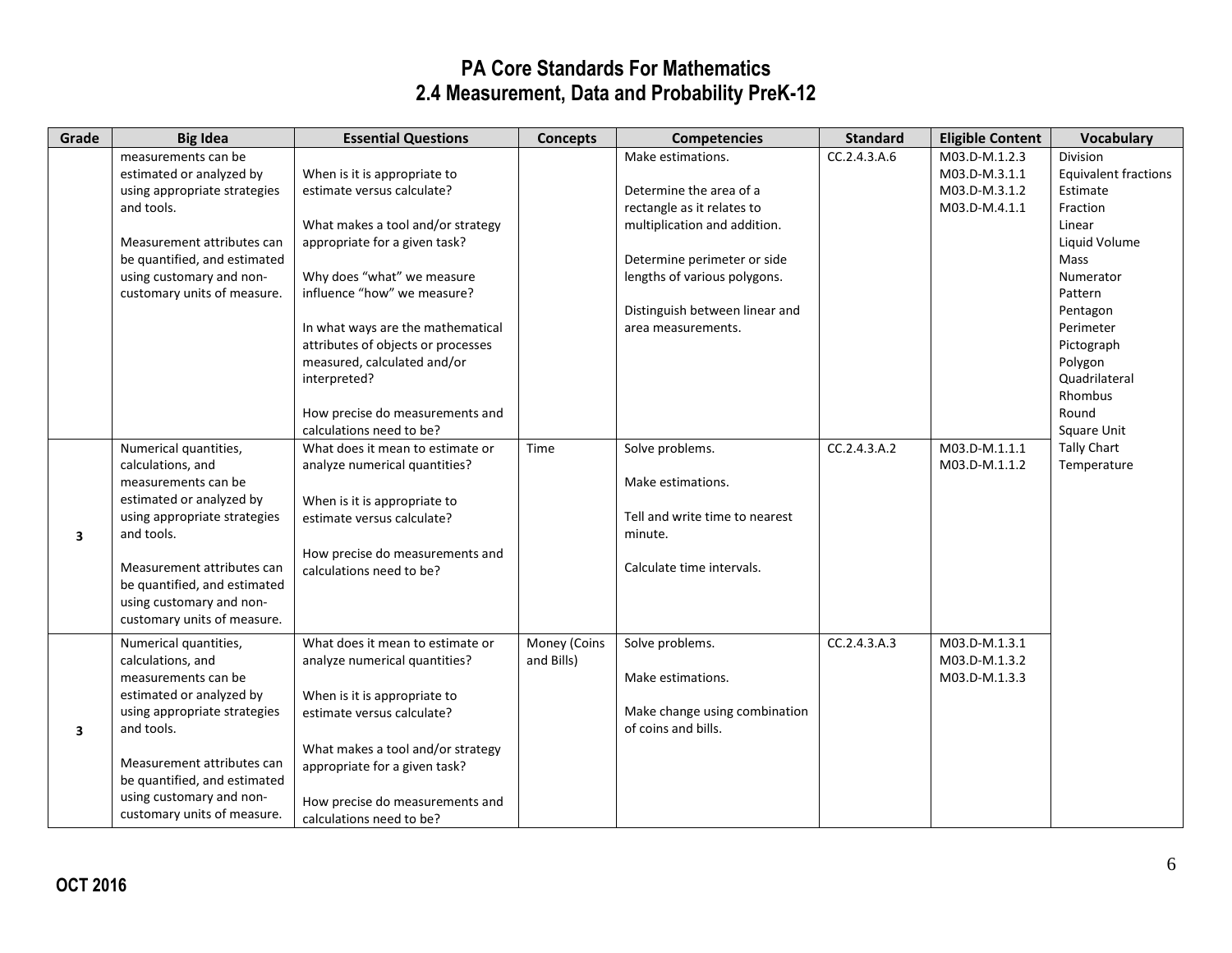# PA Core Standards For Mathematics
## 2.4 Measurement, Data and Probability PreK-12

| Grade | Big Idea | Essential Questions | Concepts | Competencies | Standard | Eligible Content | Vocabulary |
|---|---|---|---|---|---|---|---|
| | measurements can be estimated or analyzed by using appropriate strategies and tools.<br><br>Measurement attributes can be quantified, and estimated using customary and non-customary units of measure. | When is it is appropriate to estimate versus calculate?<br><br>What makes a tool and/or strategy appropriate for a given task?<br><br>Why does "what" we measure influence "how" we measure?<br><br>In what ways are the mathematical attributes of objects or processes measured, calculated and/or interpreted?<br><br>How precise do measurements and calculations need to be? | | Make estimations.<br><br>Determine the area of a rectangle as it relates to multiplication and addition.<br><br>Determine perimeter or side lengths of various polygons.<br><br>Distinguish between linear and area measurements. | CC.2.4.3.A.6 | M03.D-M.1.2.3<br>M03.D-M.3.1.1<br>M03.D-M.3.1.2<br>M03.D-M.4.1.1 | Division<br>Equivalent fractions<br>Estimate<br>Fraction<br>Linear<br>Liquid Volume<br>Mass<br>Numerator<br>Pattern<br>Pentagon<br>Perimeter<br>Pictograph<br>Polygon<br>Quadrilateral<br>Rhombus<br>Round<br>Square Unit<br>Tally Chart<br>Temperature |
| 3 | Numerical quantities, calculations, and measurements can be estimated or analyzed by using appropriate strategies and tools.<br><br>Measurement attributes can be quantified, and estimated using customary and non-customary units of measure. | What does it mean to estimate or analyze numerical quantities?<br><br>When is it is appropriate to estimate versus calculate?<br><br>How precise do measurements and calculations need to be? | Time | Solve problems.<br><br>Make estimations.<br><br>Tell and write time to nearest minute.<br><br>Calculate time intervals. | CC.2.4.3.A.2 | M03.D-M.1.1.1<br>M03.D-M.1.1.2 | |
| 3 | Numerical quantities, calculations, and measurements can be estimated or analyzed by using appropriate strategies and tools.<br><br>Measurement attributes can be quantified, and estimated using customary and non-customary units of measure. | What does it mean to estimate or analyze numerical quantities?<br><br>When is it is appropriate to estimate versus calculate?<br><br>What makes a tool and/or strategy appropriate for a given task?<br><br>How precise do measurements and calculations need to be? | Money (Coins and Bills) | Solve problems.<br><br>Make estimations.<br><br>Make change using combination of coins and bills. | CC.2.4.3.A.3 | M03.D-M.1.3.1<br>M03.D-M.1.3.2<br>M03.D-M.1.3.3 | |

**OCT 2016**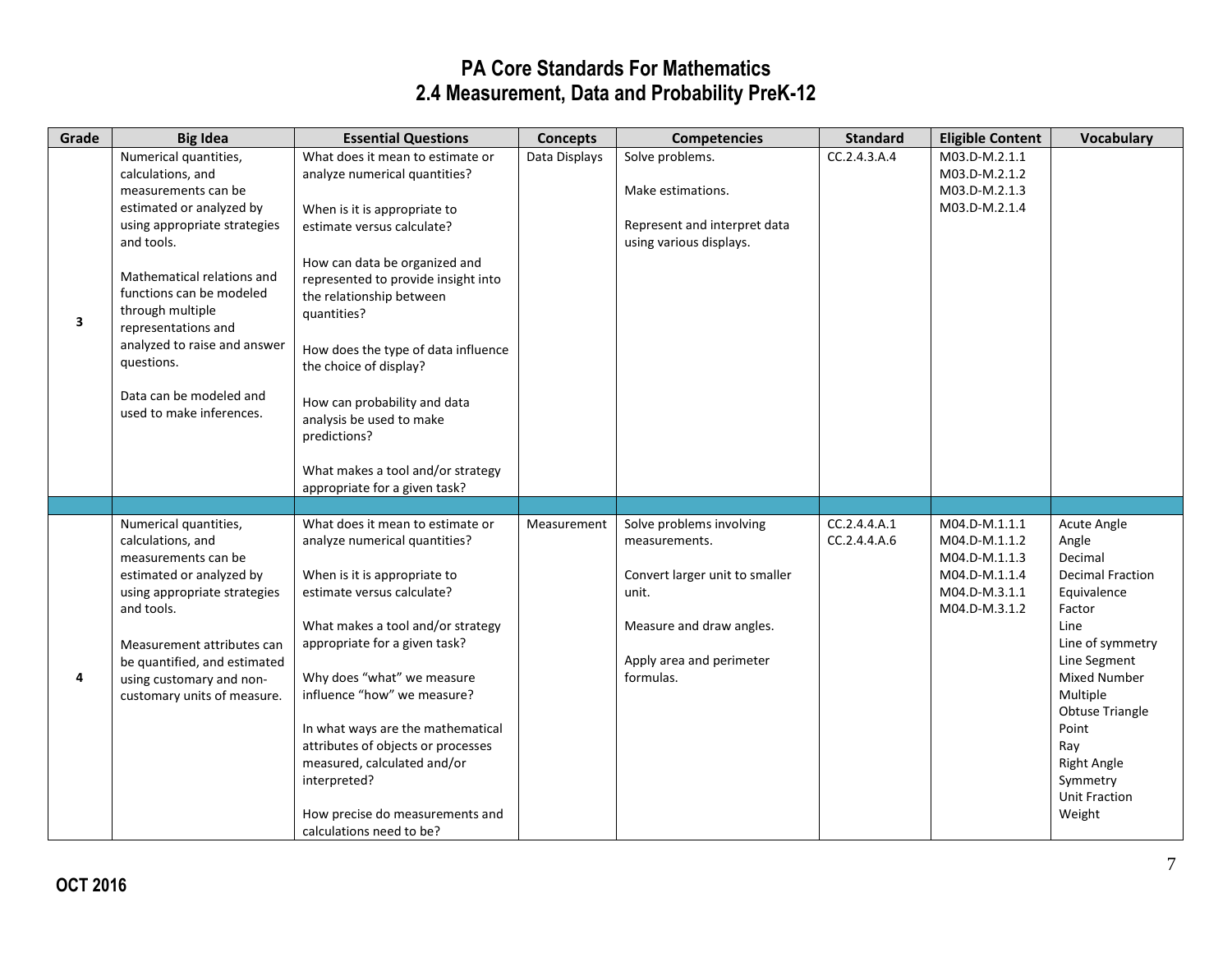# PA Core Standards For Mathematics
## 2.4 Measurement, Data and Probability PreK-12

| Grade | Big Idea | Essential Questions | Concepts | Competencies | Standard | Eligible Content | Vocabulary |
|---|---|---|---|---|---|---|---|
| 3 | Numerical quantities, calculations, and measurements can be estimated or analyzed by using appropriate strategies and tools.<br><br>Mathematical relations and functions can be modeled through multiple representations and analyzed to raise and answer questions.<br><br>Data can be modeled and used to make inferences. | What does it mean to estimate or analyze numerical quantities?<br><br>When is it is appropriate to estimate versus calculate?<br><br>How can data be organized and represented to provide insight into the relationship between quantities?<br><br>How does the type of data influence the choice of display?<br><br>How can probability and data analysis be used to make predictions?<br><br>What makes a tool and/or strategy appropriate for a given task? | Data Displays | Solve problems.<br><br>Make estimations.<br><br>Represent and interpret data using various displays. | CC.2.4.3.A.4 | M03.D-M.2.1.1<br>M03.D-M.2.1.2<br>M03.D-M.2.1.3<br>M03.D-M.2.1.4 | |
| | | | | | | | |
| 4 | Numerical quantities, calculations, and measurements can be estimated or analyzed by using appropriate strategies and tools.<br><br>Measurement attributes can be quantified, and estimated using customary and non-customary units of measure. | What does it mean to estimate or analyze numerical quantities?<br><br>When is it is appropriate to estimate versus calculate?<br><br>What makes a tool and/or strategy appropriate for a given task?<br><br>Why does "what" we measure influence "how" we measure?<br><br>In what ways are the mathematical attributes of objects or processes measured, calculated and/or interpreted?<br><br>How precise do measurements and calculations need to be? | Measurement | Solve problems involving measurements.<br><br>Convert larger unit to smaller unit.<br><br>Measure and draw angles.<br><br>Apply area and perimeter formulas. | CC.2.4.4.A.1<br>CC.2.4.4.A.6 | M04.D-M.1.1.1<br>M04.D-M.1.1.2<br>M04.D-M.1.1.3<br>M04.D-M.1.1.4<br>M04.D-M.3.1.1<br>M04.D-M.3.1.2 | Acute Angle<br>Angle<br>Decimal<br>Decimal Fraction<br>Equivalence<br>Factor<br>Line<br>Line of symmetry<br>Line Segment<br>Mixed Number<br>Multiple<br>Obtuse Triangle<br>Point<br>Ray<br>Right Angle<br>Symmetry<br>Unit Fraction<br>Weight |

OCT 2016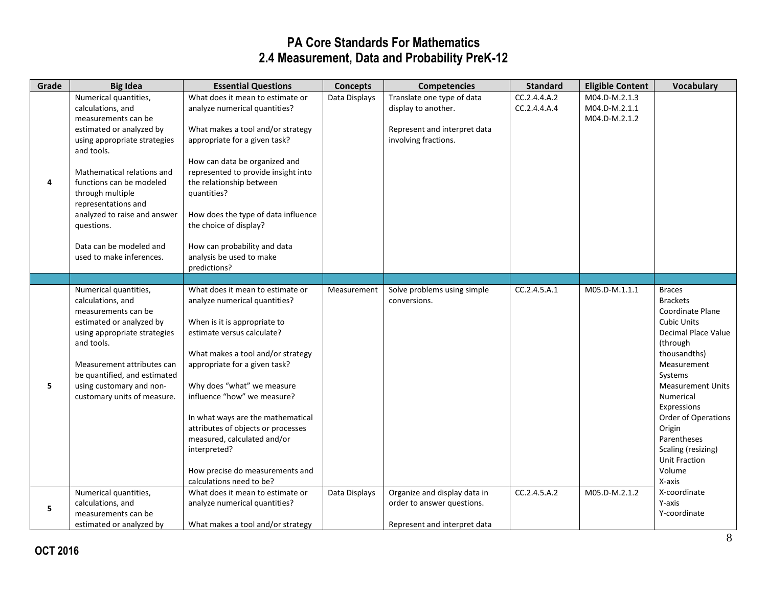# PA Core Standards For Mathematics
## 2.4 Measurement, Data and Probability PreK-12

| Grade | Big Idea | Essential Questions | Concepts | Competencies | Standard | Eligible Content | Vocabulary |
|---|---|---|---|---|---|---|---|
| 4 | Numerical quantities, calculations, and measurements can be estimated or analyzed by using appropriate strategies and tools.<br><br>Mathematical relations and functions can be modeled through multiple representations and analyzed to raise and answer questions.<br><br>Data can be modeled and used to make inferences. | What does it mean to estimate or analyze numerical quantities?<br><br>What makes a tool and/or strategy appropriate for a given task?<br><br>How can data be organized and represented to provide insight into the relationship between quantities?<br><br>How does the type of data influence the choice of display?<br><br>How can probability and data analysis be used to make predictions? | Data Displays | Translate one type of data display to another.<br><br>Represent and interpret data involving fractions. | CC.2.4.4.A.2<br>CC.2.4.4.A.4 | M04.D-M.2.1.3<br>M04.D-M.2.1.1<br>M04.D-M.2.1.2 | |
| | | | | | | | |
| 5 | Numerical quantities, calculations, and measurements can be estimated or analyzed by using appropriate strategies and tools.<br><br>Measurement attributes can be quantified, and estimated using customary and non-customary units of measure. | What does it mean to estimate or analyze numerical quantities?<br><br>When is it is appropriate to estimate versus calculate?<br><br>What makes a tool and/or strategy appropriate for a given task?<br><br>Why does "what" we measure influence "how" we measure?<br><br>In what ways are the mathematical attributes of objects or processes measured, calculated and/or interpreted?<br><br>How precise do measurements and calculations need to be? | Measurement | Solve problems using simple conversions. | CC.2.4.5.A.1 | M05.D-M.1.1.1 | Braces<br>Brackets<br>Coordinate Plane<br>Cubic Units<br>Decimal Place Value (through thousandths)<br>Measurement Systems<br>Measurement Units<br>Numerical Expressions<br>Order of Operations<br>Origin<br>Parentheses<br>Scaling (resizing)<br>Unit Fraction<br>Volume<br>X-axis<br>X-coordinate<br>Y-axis<br>Y-coordinate |
| 5 | Numerical quantities, calculations, and measurements can be estimated or analyzed by | What does it mean to estimate or analyze numerical quantities?<br><br>What makes a tool and/or strategy | Data Displays | Organize and display data in order to answer questions.<br><br>Represent and interpret data | CC.2.4.5.A.2 | M05.D-M.2.1.2 | |

**OCT 2016**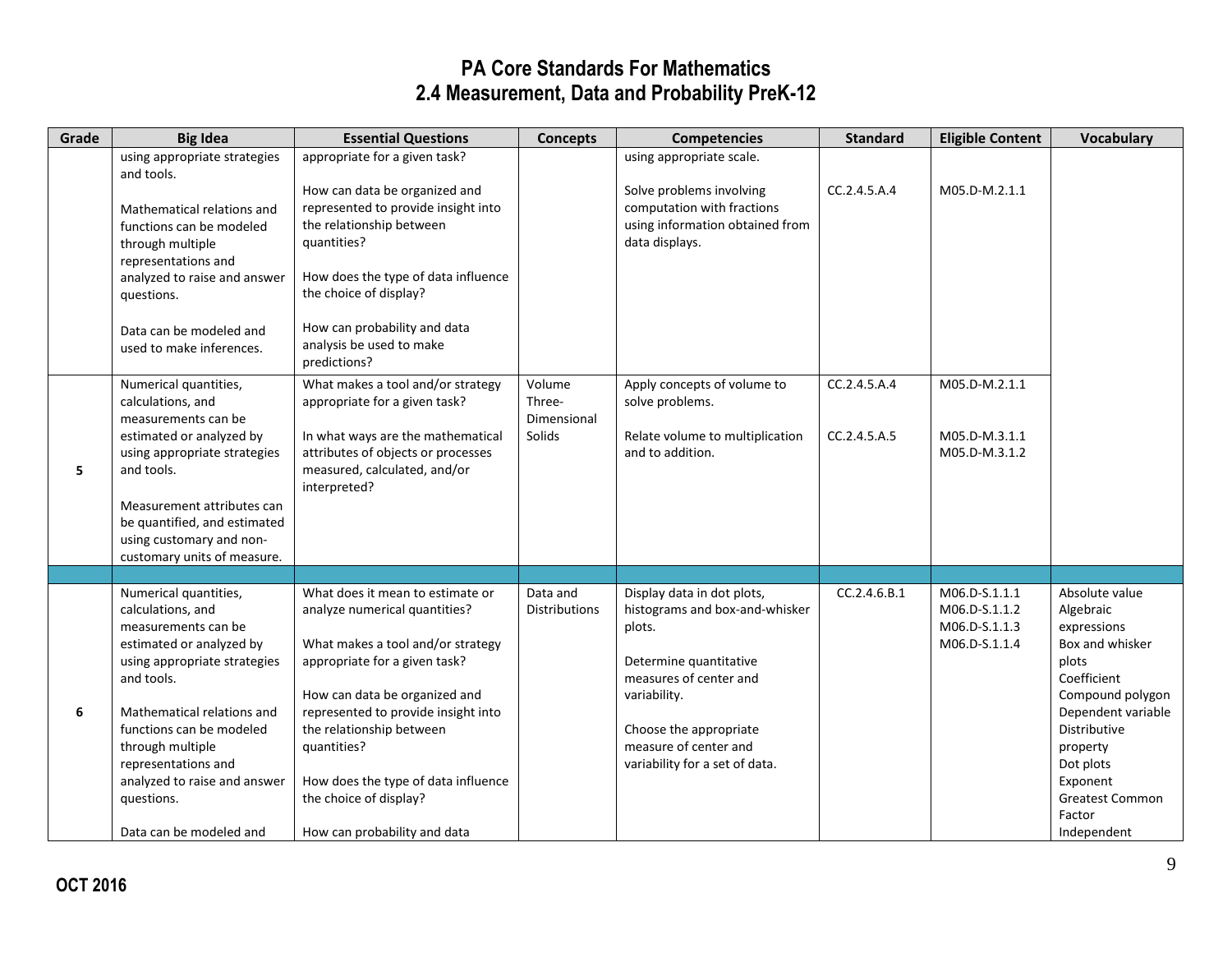# PA Core Standards For Mathematics
## 2.4 Measurement, Data and Probability PreK-12

| Grade | Big Idea | Essential Questions | Concepts | Competencies | Standard | Eligible Content | Vocabulary |
|---|---|---|---|---|---|---|---|
| | using appropriate strategies and tools.<br><br>Mathematical relations and functions can be modeled through multiple representations and analyzed to raise and answer questions.<br><br>Data can be modeled and used to make inferences. | appropriate for a given task?<br><br>How can data be organized and represented to provide insight into the relationship between quantities?<br><br>How does the type of data influence the choice of display?<br><br>How can probability and data analysis be used to make predictions? | | using appropriate scale.<br><br>Solve problems involving computation with fractions using information obtained from data displays. | <br><br>CC.2.4.5.A.4 | <br><br>M05.D-M.2.1.1 | |
| 5 | Numerical quantities, calculations, and measurements can be estimated or analyzed by using appropriate strategies and tools.<br><br>Measurement attributes can be quantified, and estimated using customary and non-customary units of measure. | What makes a tool and/or strategy appropriate for a given task?<br><br>In what ways are the mathematical attributes of objects or processes measured, calculated, and/or interpreted? | Volume<br>Three-Dimensional Solids | Apply concepts of volume to solve problems.<br><br>Relate volume to multiplication and to addition. | CC.2.4.5.A.4<br><br>CC.2.4.5.A.5 | M05.D-M.2.1.1<br><br>M05.D-M.3.1.1<br>M05.D-M.3.1.2 | |
| | | | | | | | |
| 6 | Numerical quantities, calculations, and measurements can be estimated or analyzed by using appropriate strategies and tools.<br><br>Mathematical relations and functions can be modeled through multiple representations and analyzed to raise and answer questions.<br><br>Data can be modeled and | What does it mean to estimate or analyze numerical quantities?<br><br>What makes a tool and/or strategy appropriate for a given task?<br><br>How can data be organized and represented to provide insight into the relationship between quantities?<br><br>How does the type of data influence the choice of display?<br><br>How can probability and data | Data and Distributions | Display data in dot plots, histograms and box-and-whisker plots.<br><br>Determine quantitative measures of center and variability.<br><br>Choose the appropriate measure of center and variability for a set of data. | CC.2.4.6.B.1 | M06.D-S.1.1.1<br>M06.D-S.1.1.2<br>M06.D-S.1.1.3<br>M06.D-S.1.1.4 | Absolute value<br>Algebraic expressions<br>Box and whisker plots<br>Coefficient<br>Compound polygon<br>Dependent variable<br>Distributive property<br>Dot plots<br>Exponent<br>Greatest Common Factor<br>Independent |

OCT 2016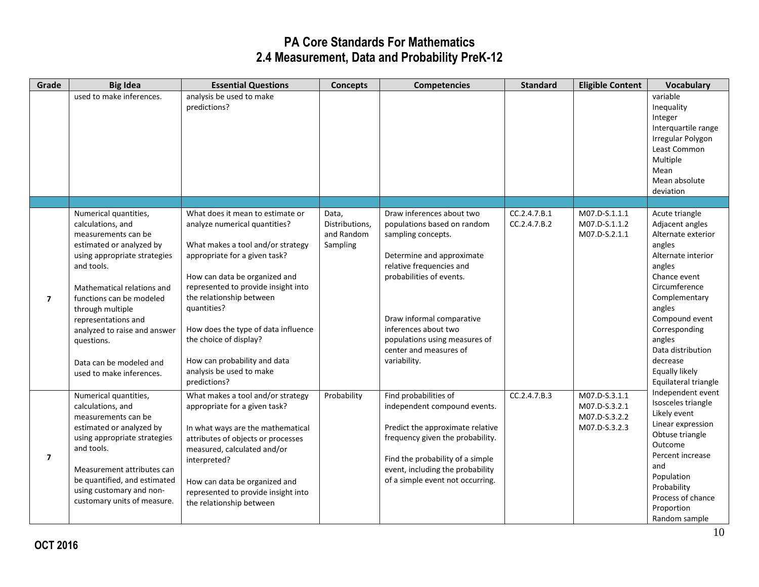# PA Core Standards For Mathematics
## 2.4 Measurement, Data and Probability PreK-12

| Grade | Big Idea | Essential Questions | Concepts | Competencies | Standard | Eligible Content | Vocabulary |
|---|---|---|---|---|---|---|---|
| | used to make inferences. | analysis be used to make predictions? | | | | | variable<br>Inequality<br>Integer<br>Interquartile range<br>Irregular Polygon<br>Least Common Multiple<br>Mean<br>Mean absolute deviation |
| | | | | | | | |
| 7 | Numerical quantities, calculations, and measurements can be estimated or analyzed by using appropriate strategies and tools.<br><br>Mathematical relations and functions can be modeled through multiple representations and analyzed to raise and answer questions.<br><br>Data can be modeled and used to make inferences. | What does it mean to estimate or analyze numerical quantities?<br><br>What makes a tool and/or strategy appropriate for a given task?<br><br>How can data be organized and represented to provide insight into the relationship between quantities?<br><br>How does the type of data influence the choice of display?<br><br>How can probability and data analysis be used to make predictions? | Data, Distributions, and Random Sampling | Draw inferences about two populations based on random sampling concepts.<br><br>Determine and approximate relative frequencies and probabilities of events.<br><br>Draw informal comparative inferences about two populations using measures of center and measures of variability. | CC.2.4.7.B.1<br>CC.2.4.7.B.2 | M07.D-S.1.1.1<br>M07.D-S.1.1.2<br>M07.D-S.2.1.1 | Acute triangle<br>Adjacent angles<br>Alternate exterior angles<br>Alternate interior angles<br>Chance event<br>Circumference<br>Complementary angles<br>Compound event<br>Corresponding angles<br>Data distribution<br>decrease<br>Equally likely<br>Equilateral triangle<br>Independent event<br>Isosceles triangle<br>Likely event<br>Linear expression<br>Obtuse triangle<br>Outcome<br>Percent increase and<br>Population<br>Probability<br>Process of chance<br>Proportion<br>Random sample |
| 7 | Numerical quantities, calculations, and measurements can be estimated or analyzed by using appropriate strategies and tools.<br><br>Measurement attributes can be quantified, and estimated using customary and non-customary units of measure. | What makes a tool and/or strategy appropriate for a given task?<br><br>In what ways are the mathematical attributes of objects or processes measured, calculated and/or interpreted?<br><br>How can data be organized and represented to provide insight into the relationship between | Probability | Find probabilities of independent compound events.<br><br>Predict the approximate relative frequency given the probability.<br><br>Find the probability of a simple event, including the probability of a simple event not occurring. | CC.2.4.7.B.3 | M07.D-S.3.1.1<br>M07.D-S.3.2.1<br>M07.D-S.3.2.2<br>M07.D-S.3.2.3 | |

**OCT 2016**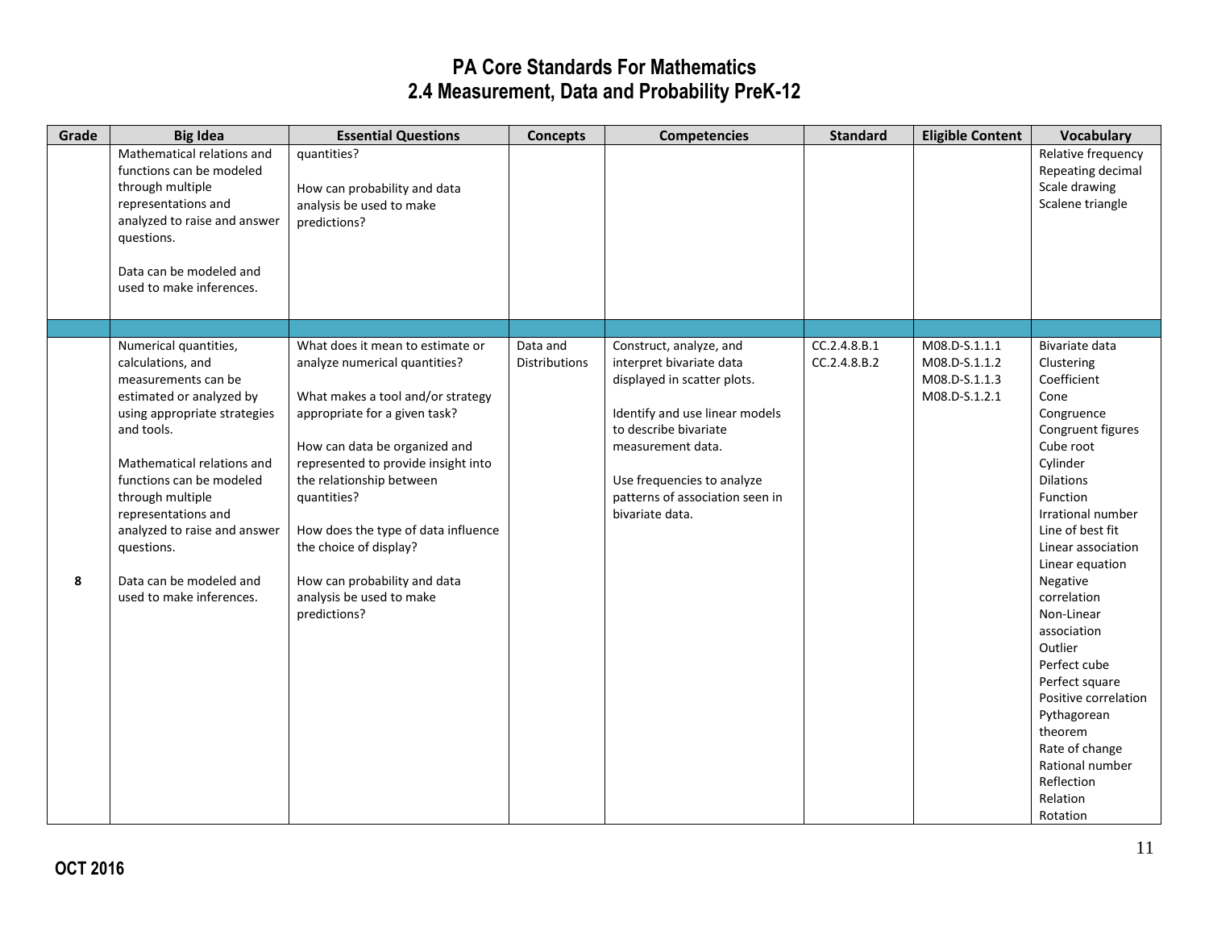# PA Core Standards For Mathematics
## 2.4 Measurement, Data and Probability PreK-12

| Grade | Big Idea | Essential Questions | Concepts | Competencies | Standard | Eligible Content | Vocabulary |
|---|---|---|---|---|---|---|---|
| | Mathematical relations and functions can be modeled through multiple representations and analyzed to raise and answer questions.<br><br>Data can be modeled and used to make inferences. | quantities?<br><br>How can probability and data analysis be used to make predictions? | | | | | Relative frequency<br>Repeating decimal<br>Scale drawing<br>Scalene triangle |
| | | | | | | | |
| 8 | Numerical quantities, calculations, and measurements can be estimated or analyzed by using appropriate strategies and tools.<br><br>Mathematical relations and functions can be modeled through multiple representations and analyzed to raise and answer questions.<br><br>Data can be modeled and used to make inferences. | What does it mean to estimate or analyze numerical quantities?<br><br>What makes a tool and/or strategy appropriate for a given task?<br><br>How can data be organized and represented to provide insight into the relationship between quantities?<br><br>How does the type of data influence the choice of display?<br><br>How can probability and data analysis be used to make predictions? | Data and Distributions | Construct, analyze, and interpret bivariate data displayed in scatter plots.<br><br>Identify and use linear models to describe bivariate measurement data.<br><br>Use frequencies to analyze patterns of association seen in bivariate data. | CC.2.4.8.B.1<br>CC.2.4.8.B.2 | M08.D-S.1.1.1<br>M08.D-S.1.1.2<br>M08.D-S.1.1.3<br>M08.D-S.1.2.1 | Bivariate data<br>Clustering<br>Coefficient<br>Cone<br>Congruence<br>Congruent figures<br>Cube root<br>Cylinder<br>Dilations<br>Function<br>Irrational number<br>Line of best fit<br>Linear association<br>Linear equation<br>Negative correlation<br>Non-Linear association<br>Outlier<br>Perfect cube<br>Perfect square<br>Positive correlation<br>Pythagorean theorem<br>Rate of change<br>Rational number<br>Reflection<br>Relation<br>Rotation |

OCT 2016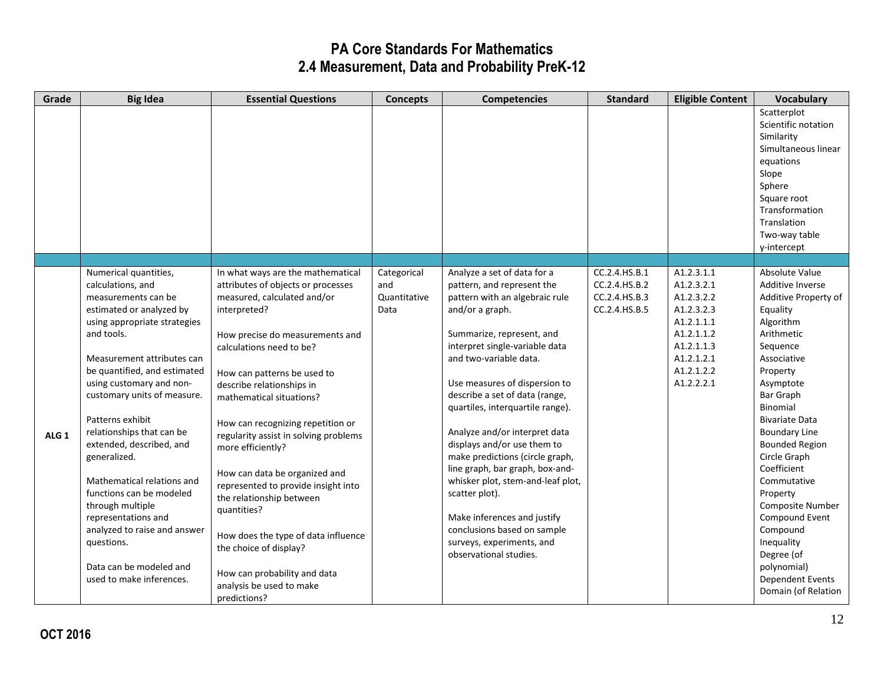# PA Core Standards For Mathematics
## 2.4 Measurement, Data and Probability PreK-12

| Grade | Big Idea | Essential Questions | Concepts | Competencies | Standard | Eligible Content | Vocabulary |
|---|---|---|---|---|---|---|---|
| | | | | | | | Scatterplot<br>Scientific notation<br>Similarity<br>Simultaneous linear equations<br>Slope<br>Sphere<br>Square root<br>Transformation<br>Translation<br>Two-way table<br>y-intercept |
| | | | | | | | |
| ALG 1 | Numerical quantities, calculations, and measurements can be estimated or analyzed by using appropriate strategies and tools.<br><br>Measurement attributes can be quantified, and estimated using customary and non-customary units of measure.<br><br>Patterns exhibit relationships that can be extended, described, and generalized.<br><br>Mathematical relations and functions can be modeled through multiple representations and analyzed to raise and answer questions.<br><br>Data can be modeled and used to make inferences. | In what ways are the mathematical attributes of objects or processes measured, calculated and/or interpreted?<br><br>How precise do measurements and calculations need to be?<br><br>How can patterns be used to describe relationships in mathematical situations?<br><br>How can recognizing repetition or regularity assist in solving problems more efficiently?<br><br>How can data be organized and represented to provide insight into the relationship between quantities?<br><br>How does the type of data influence the choice of display?<br><br>How can probability and data analysis be used to make predictions? | Categorical and Quantitative Data | Analyze a set of data for a pattern, and represent the pattern with an algebraic rule and/or a graph.<br><br>Summarize, represent, and interpret single-variable data and two-variable data.<br><br>Use measures of dispersion to describe a set of data (range, quartiles, interquartile range).<br><br>Analyze and/or interpret data displays and/or use them to make predictions (circle graph, line graph, bar graph, box-and-whisker plot, stem-and-leaf plot, scatter plot).<br><br>Make inferences and justify conclusions based on sample surveys, experiments, and observational studies. | CC.2.4.HS.B.1<br>CC.2.4.HS.B.2<br>CC.2.4.HS.B.3<br>CC.2.4.HS.B.5 | A1.2.3.1.1<br>A1.2.3.2.1<br>A1.2.3.2.2<br>A1.2.3.2.3<br>A1.2.1.1.1<br>A1.2.1.1.2<br>A1.2.1.1.3<br>A1.2.1.2.1<br>A1.2.1.2.2<br>A1.2.2.2.1 | Absolute Value<br>Additive Inverse<br>Additive Property of Equality<br>Algorithm<br>Arithmetic Sequence<br>Associative Property<br>Asymptote<br>Bar Graph<br>Binomial<br>Bivariate Data<br>Boundary Line<br>Bounded Region<br>Circle Graph<br>Coefficient<br>Commutative Property<br>Composite Number<br>Compound Event<br>Compound Inequality<br>Degree (of polynomial)<br>Dependent Events<br>Domain (of Relation |

**OCT 2016**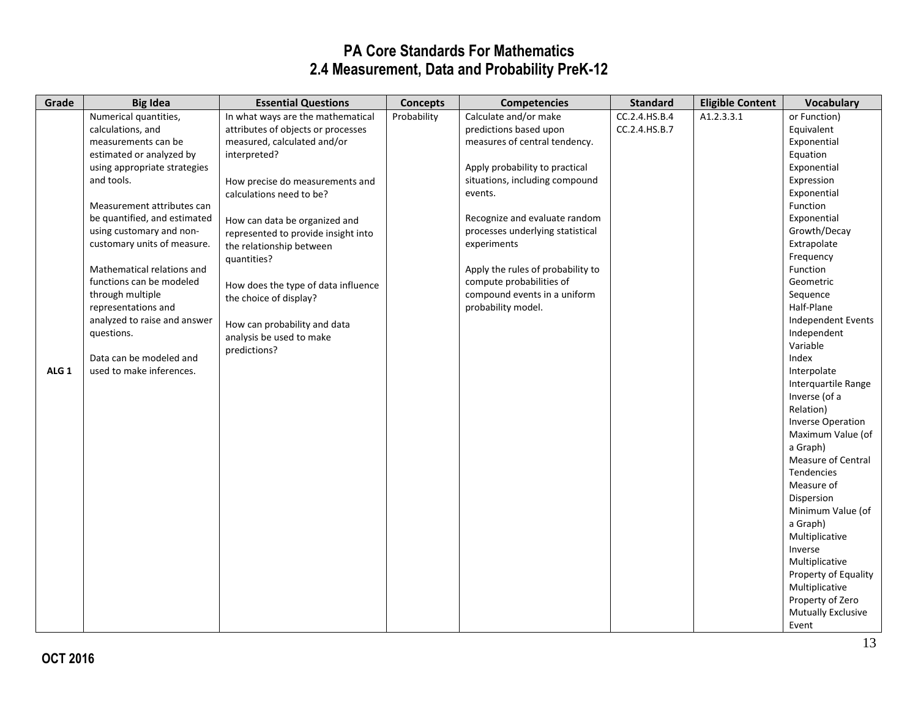# PA Core Standards For Mathematics
## 2.4 Measurement, Data and Probability PreK-12

| Grade | Big Idea | Essential Questions | Concepts | Competencies | Standard | Eligible Content | Vocabulary |
|---|---|---|---|---|---|---|---|
| ALG 1 | Numerical quantities, calculations, and measurements can be estimated or analyzed by using appropriate strategies and tools.<br><br>Measurement attributes can be quantified, and estimated using customary and non-customary units of measure.<br><br>Mathematical relations and functions can be modeled through multiple representations and analyzed to raise and answer questions.<br><br>Data can be modeled and used to make inferences. | In what ways are the mathematical attributes of objects or processes measured, calculated and/or interpreted?<br><br>How precise do measurements and calculations need to be?<br><br>How can data be organized and represented to provide insight into the relationship between quantities?<br><br>How does the type of data influence the choice of display?<br><br>How can probability and data analysis be used to make predictions? | Probability | Calculate and/or make predictions based upon measures of central tendency.<br><br>Apply probability to practical situations, including compound events.<br><br>Recognize and evaluate random processes underlying statistical experiments<br><br>Apply the rules of probability to compute probabilities of compound events in a uniform probability model. | CC.2.4.HS.B.4<br>CC.2.4.HS.B.7 | A1.2.3.3.1 | or Function)<br>Equivalent<br>Exponential Equation<br>Exponential Expression<br>Exponential Function<br>Exponential Growth/Decay<br>Extrapolate<br>Frequency<br>Function<br>Geometric Sequence<br>Half-Plane<br>Independent Events<br>Independent Variable<br>Index<br>Interpolate<br>Interquartile Range<br>Inverse (of a Relation)<br>Inverse Operation<br>Maximum Value (of a Graph)<br>Measure of Central Tendencies<br>Measure of Dispersion<br>Minimum Value (of a Graph)<br>Multiplicative Inverse<br>Multiplicative Property of Equality<br>Multiplicative Property of Zero<br>Mutually Exclusive Event |

**OCT 2016**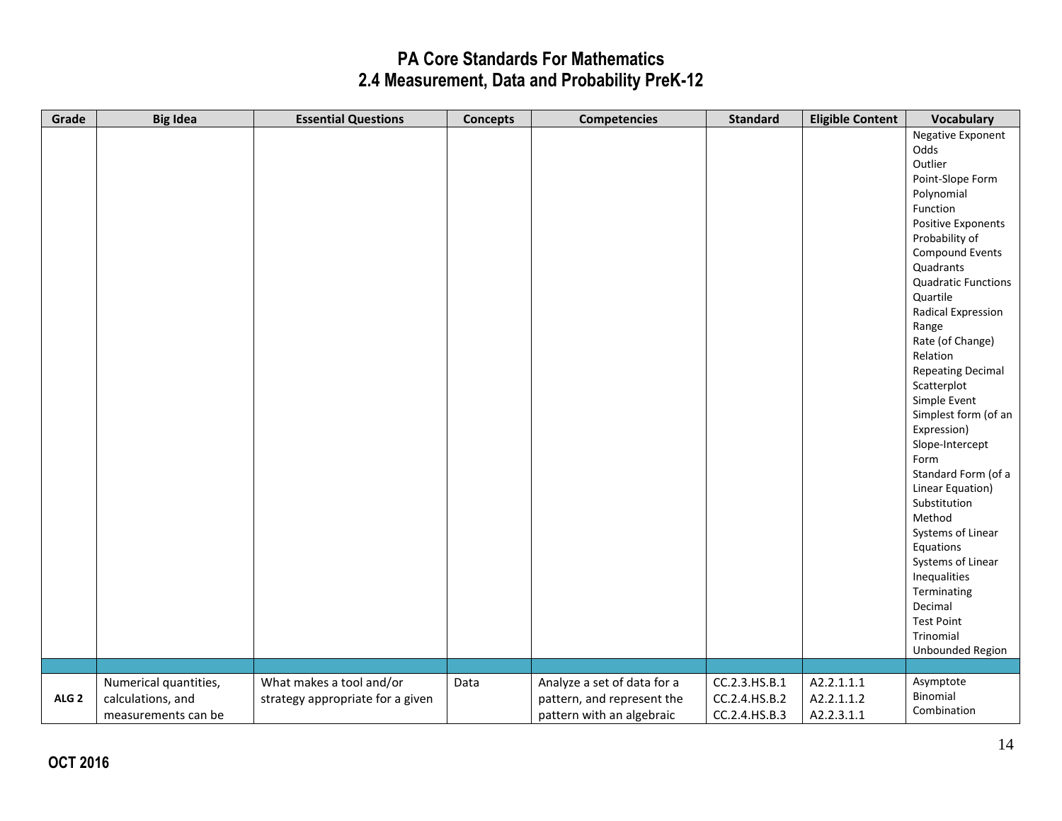# PA Core Standards For Mathematics
## 2.4 Measurement, Data and Probability PreK-12

| Grade | Big Idea | Essential Questions | Concepts | Competencies | Standard | Eligible Content | Vocabulary |
|---|---|---|---|---|---|---|---|
| | | | | | | | Negative Exponent<br>Odds<br>Outlier<br>Point-Slope Form<br>Polynomial Function<br>Positive Exponents<br>Probability of Compound Events<br>Quadrants<br>Quadratic Functions<br>Quartile<br>Radical Expression<br>Range<br>Rate (of Change)<br>Relation<br>Repeating Decimal<br>Scatterplot<br>Simple Event<br>Simplest form (of an Expression)<br>Slope-Intercept Form<br>Standard Form (of a Linear Equation)<br>Substitution Method<br>Systems of Linear Equations<br>Systems of Linear Inequalities<br>Terminating Decimal<br>Test Point<br>Trinomial<br>Unbounded Region |
| | | | | | | | |
| **ALG 2** | Numerical quantities, calculations, and measurements can be | What makes a tool and/or strategy appropriate for a given | Data | Analyze a set of data for a pattern, and represent the pattern with an algebraic | CC.2.3.HS.B.1<br>CC.2.4.HS.B.2<br>CC.2.4.HS.B.3 | A2.2.1.1.1<br>A2.2.1.1.2<br>A2.2.3.1.1 | Asymptote<br>Binomial<br>Combination |

**OCT 2016**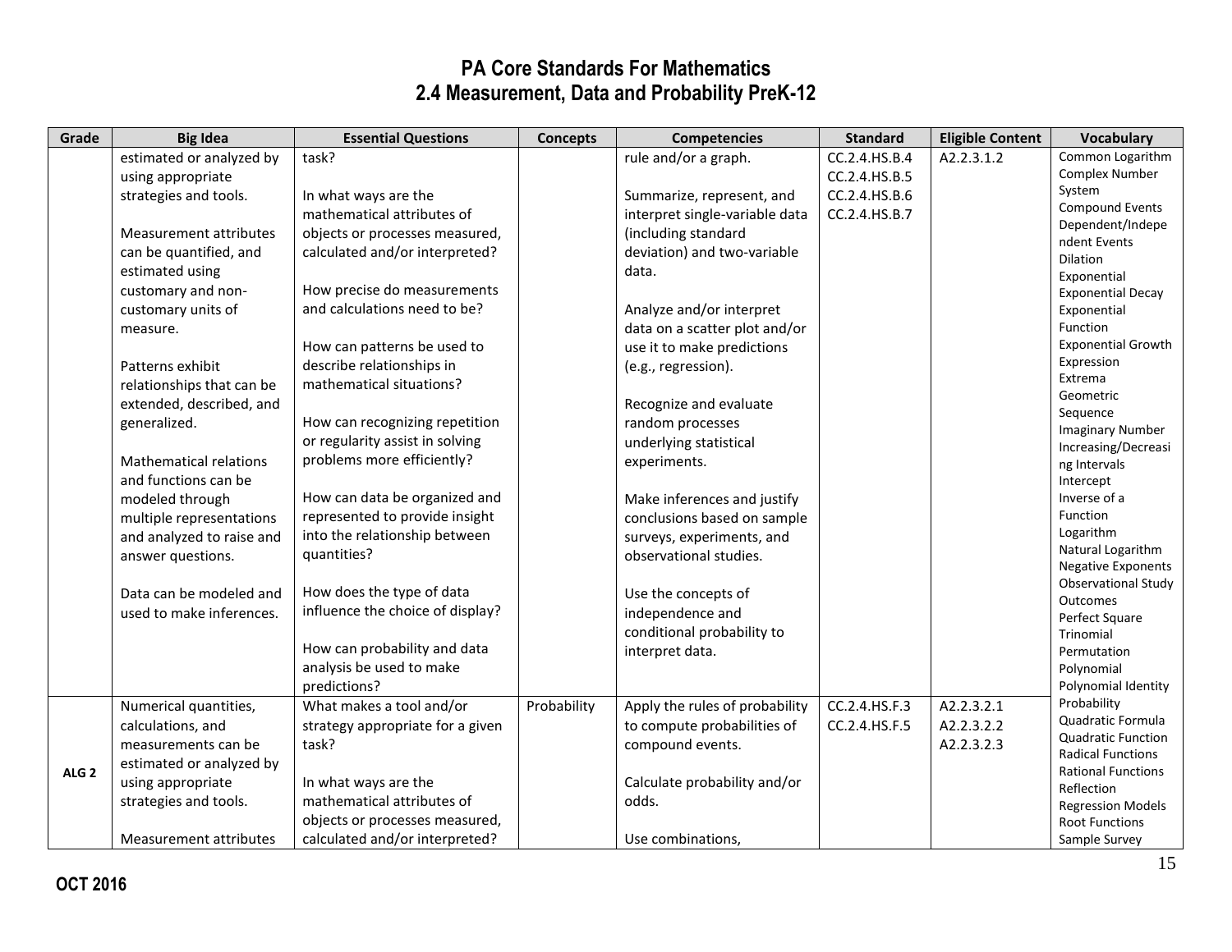# PA Core Standards For Mathematics
## 2.4 Measurement, Data and Probability PreK-12

| Grade | Big Idea | Essential Questions | Concepts | Competencies | Standard | Eligible Content | Vocabulary |
|---|---|---|---|---|---|---|---|
| | estimated or analyzed by using appropriate strategies and tools.<br><br>Measurement attributes can be quantified, and estimated using customary and non-customary units of measure.<br><br>Patterns exhibit relationships that can be extended, described, and generalized.<br><br>Mathematical relations and functions can be modeled through multiple representations and analyzed to raise and answer questions.<br><br>Data can be modeled and used to make inferences. | task?<br><br>In what ways are the mathematical attributes of objects or processes measured, calculated and/or interpreted?<br><br>How precise do measurements and calculations need to be?<br><br>How can patterns be used to describe relationships in mathematical situations?<br><br>How can recognizing repetition or regularity assist in solving problems more efficiently?<br><br>How can data be organized and represented to provide insight into the relationship between quantities?<br><br>How does the type of data influence the choice of display?<br><br>How can probability and data analysis be used to make predictions? | | rule and/or a graph.<br><br>Summarize, represent, and interpret single-variable data (including standard deviation) and two-variable data.<br><br>Analyze and/or interpret data on a scatter plot and/or use it to make predictions (e.g., regression).<br><br>Recognize and evaluate random processes underlying statistical experiments.<br><br>Make inferences and justify conclusions based on sample surveys, experiments, and observational studies.<br><br>Use the concepts of independence and conditional probability to interpret data. | CC.2.4.HS.B.4<br>CC.2.4.HS.B.5<br>CC.2.4.HS.B.6<br>CC.2.4.HS.B.7 | A2.2.3.1.2 | Common Logarithm<br>Complex Number System<br>Compound Events<br>Dependent/Independent Events<br>Dilation<br>Exponential<br>Exponential Decay<br>Exponential Function<br>Exponential Growth<br>Expression<br>Extrema<br>Geometric Sequence<br>Imaginary Number<br>Increasing/Decreasing Intervals<br>Intercept<br>Inverse of a Function<br>Logarithm<br>Natural Logarithm<br>Negative Exponents<br>Observational Study<br>Outcomes<br>Perfect Square Trinomial<br>Permutation<br>Polynomial<br>Polynomial Identity<br>Probability<br>Quadratic Formula<br>Quadratic Function<br>Radical Functions<br>Rational Functions<br>Reflection<br>Regression Models<br>Root Functions<br>Sample Survey |
| ALG 2 | Numerical quantities, calculations, and measurements can be estimated or analyzed by using appropriate strategies and tools.<br><br>Measurement attributes | What makes a tool and/or strategy appropriate for a given task?<br><br>In what ways are the mathematical attributes of objects or processes measured, calculated and/or interpreted? | Probability | Apply the rules of probability to compute probabilities of compound events.<br><br>Calculate probability and/or odds.<br><br>Use combinations, | CC.2.4.HS.F.3<br>CC.2.4.HS.F.5 | A2.2.3.2.1<br>A2.2.3.2.2<br>A2.2.3.2.3 | |

OCT 2016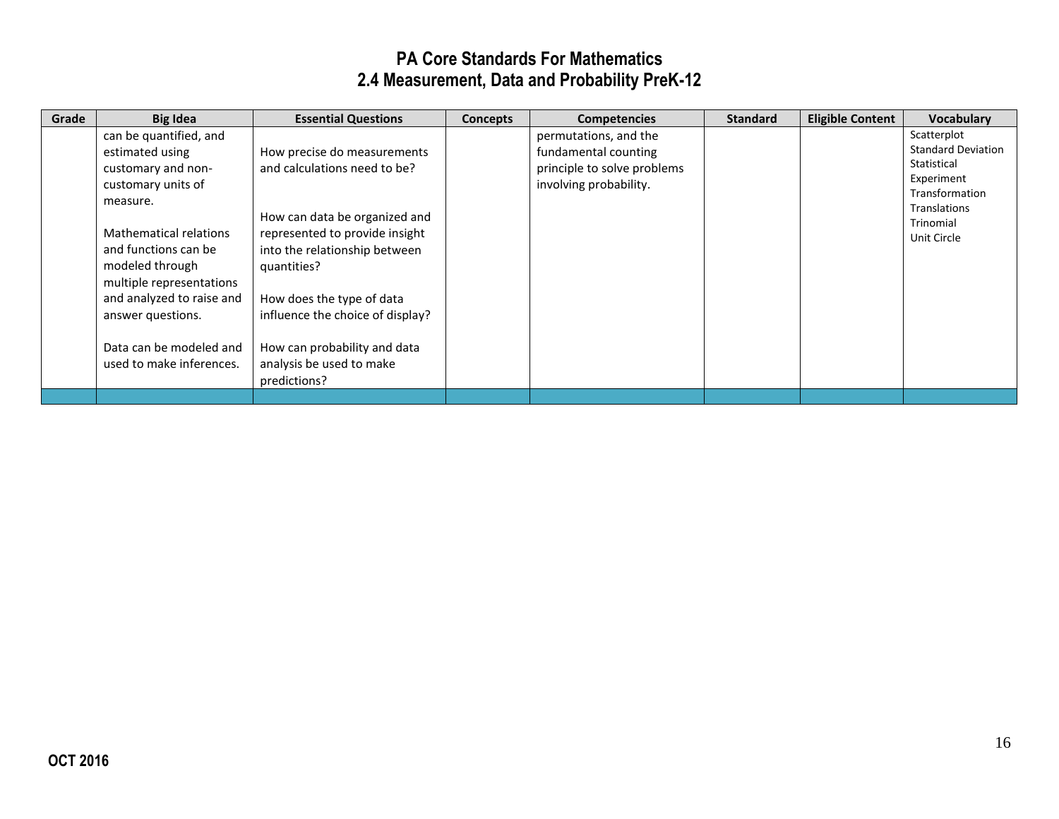# PA Core Standards For Mathematics
## 2.4 Measurement, Data and Probability PreK-12

| Grade | Big Idea | Essential Questions | Concepts | Competencies | Standard | Eligible Content | Vocabulary |
|---|---|---|---|---|---|---|---|
| | can be quantified, and estimated using customary and non-customary units of measure.<br><br>Mathematical relations and functions can be modeled through multiple representations and analyzed to raise and answer questions.<br><br>Data can be modeled and used to make inferences. | How precise do measurements and calculations need to be?<br><br>How can data be organized and represented to provide insight into the relationship between quantities?<br><br>How does the type of data influence the choice of display?<br><br>How can probability and data analysis be used to make predictions? | | permutations, and the fundamental counting principle to solve problems involving probability. | | | Scatterplot<br>Standard Deviation<br>Statistical Experiment<br>Transformation<br>Translations<br>Trinomial<br>Unit Circle |
| | | | | | | | |

**OCT 2016**